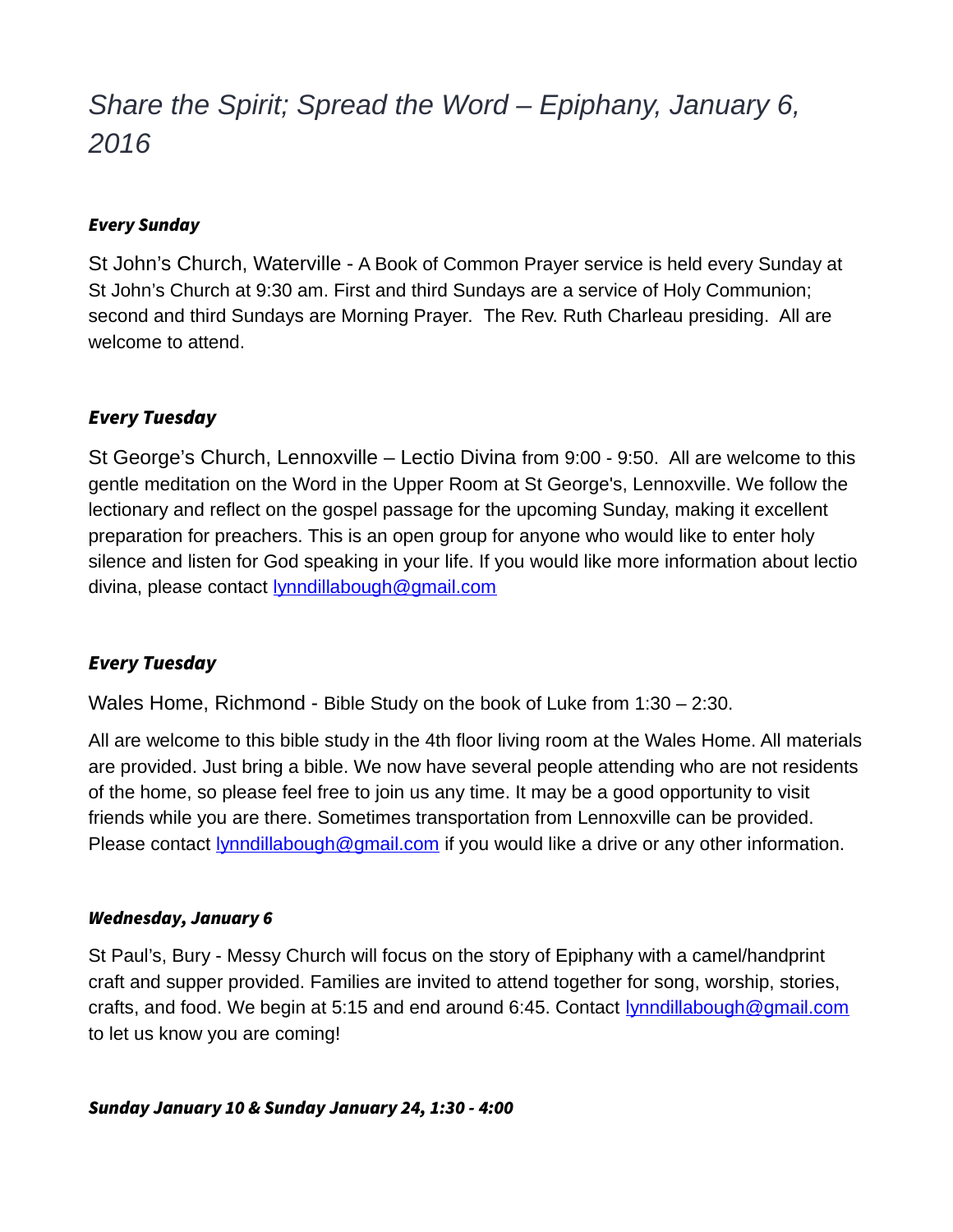# *Share the Spirit; Spread the Word – Epiphany, January 6, 2016*

***Every Sunday***

St John's Church, Waterville - A Book of Common Prayer service is held every Sunday at St John's Church at 9:30 am. First and third Sundays are a service of Holy Communion; second and third Sundays are Morning Prayer. The Rev. Ruth Charleau presiding. All are welcome to attend.

***Every Tuesday***

St George's Church, Lennoxville – Lectio Divina from 9:00 - 9:50. All are welcome to this gentle meditation on the Word in the Upper Room at St George's, Lennoxville. We follow the lectionary and reflect on the gospel passage for the upcoming Sunday, making it excellent preparation for preachers. This is an open group for anyone who would like to enter holy silence and listen for God speaking in your life. If you would like more information about lectio divina, please contact lynndillabough@gmail.com

***Every Tuesday***

Wales Home, Richmond - Bible Study on the book of Luke from 1:30 – 2:30.

All are welcome to this bible study in the 4th floor living room at the Wales Home. All materials are provided. Just bring a bible. We now have several people attending who are not residents of the home, so please feel free to join us any time. It may be a good opportunity to visit friends while you are there. Sometimes transportation from Lennoxville can be provided. Please contact lynndillabough@gmail.com if you would like a drive or any other information.

***Wednesday, January 6***

St Paul's, Bury - Messy Church will focus on the story of Epiphany with a camel/handprint craft and supper provided. Families are invited to attend together for song, worship, stories, crafts, and food. We begin at 5:15 and end around 6:45. Contact lynndillabough@gmail.com to let us know you are coming!

***Sunday January 10 & Sunday January 24, 1:30 - 4:00***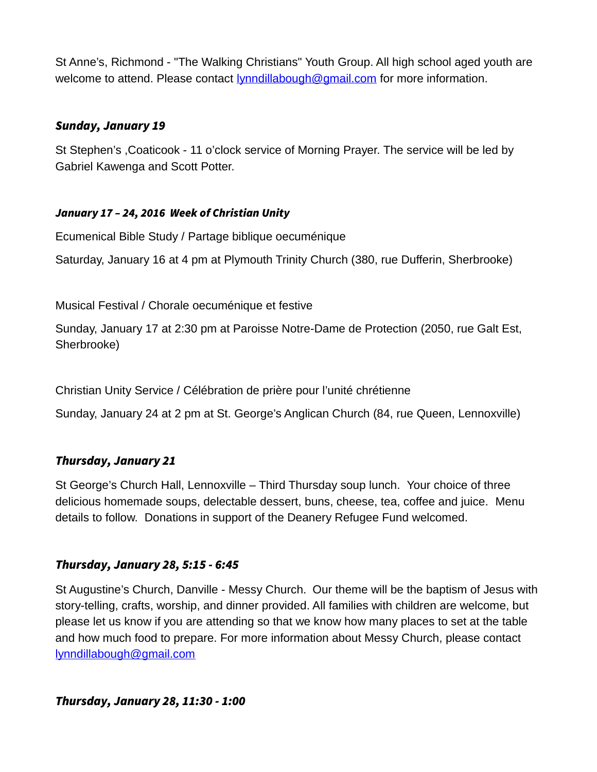St Anne's, Richmond - "The Walking Christians" Youth Group. All high school aged youth are welcome to attend. Please contact [lynndillabough@gmail.com](mailto:lynndillabough@gmail.com) for more information.

### *Sunday, January 19*

St Stephen's ,Coaticook - 11 o'clock service of Morning Prayer. The service will be led by Gabriel Kawenga and Scott Potter.

### *January 17 – 24, 2016  Week of Christian Unity*

Ecumenical Bible Study / Partage biblique oecuménique

Saturday, January 16 at 4 pm at Plymouth Trinity Church (380, rue Dufferin, Sherbrooke)

Musical Festival / Chorale oecuménique et festive

Sunday, January 17 at 2:30 pm at Paroisse Notre-Dame de Protection (2050, rue Galt Est, Sherbrooke)

Christian Unity Service / Célébration de prière pour l'unité chrétienne

Sunday, January 24 at 2 pm at St. George's Anglican Church (84, rue Queen, Lennoxville)

### *Thursday, January 21*

St George's Church Hall, Lennoxville – Third Thursday soup lunch.  Your choice of three delicious homemade soups, delectable dessert, buns, cheese, tea, coffee and juice.  Menu details to follow.  Donations in support of the Deanery Refugee Fund welcomed.

### *Thursday, January 28, 5:15 - 6:45*

St Augustine's Church, Danville - Messy Church.  Our theme will be the baptism of Jesus with story-telling, crafts, worship, and dinner provided. All families with children are welcome, but please let us know if you are attending so that we know how many places to set at the table and how much food to prepare. For more information about Messy Church, please contact [lynndillabough@gmail.com](mailto:lynndillabough@gmail.com)

### *Thursday, January 28, 11:30 - 1:00*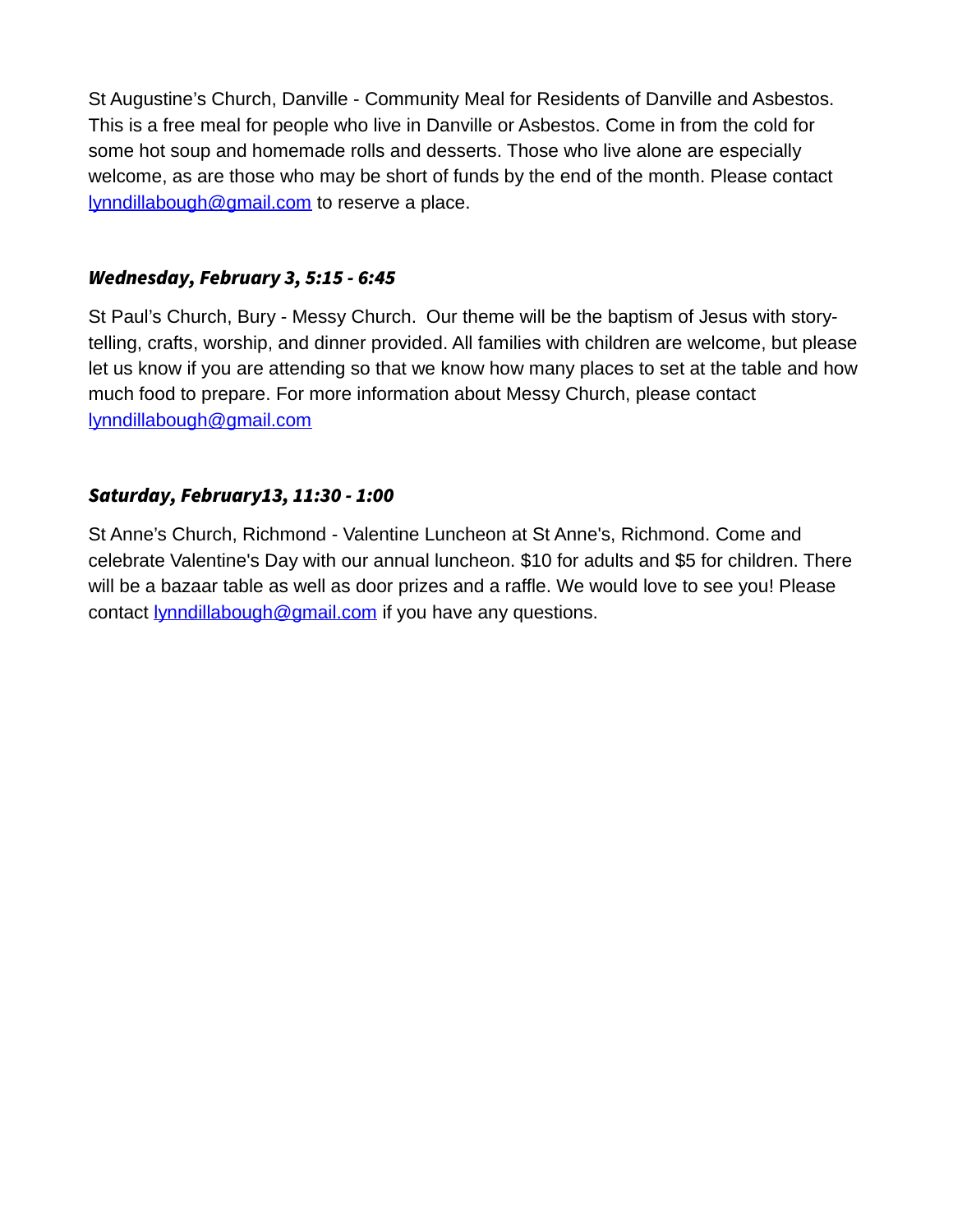St Augustine's Church, Danville - Community Meal for Residents of Danville and Asbestos. This is a free meal for people who live in Danville or Asbestos. Come in from the cold for some hot soup and homemade rolls and desserts. Those who live alone are especially welcome, as are those who may be short of funds by the end of the month. Please contact lynndillabough@gmail.com to reserve a place.

### ***Wednesday, February 3, 5:15 - 6:45***

St Paul's Church, Bury - Messy Church. Our theme will be the baptism of Jesus with story-telling, crafts, worship, and dinner provided. All families with children are welcome, but please let us know if you are attending so that we know how many places to set at the table and how much food to prepare. For more information about Messy Church, please contact lynndillabough@gmail.com

### ***Saturday, February13, 11:30 - 1:00***

St Anne's Church, Richmond - Valentine Luncheon at St Anne's, Richmond. Come and celebrate Valentine's Day with our annual luncheon. $10 for adults and $5 for children. There will be a bazaar table as well as door prizes and a raffle. We would love to see you! Please contact lynndillabough@gmail.com if you have any questions.